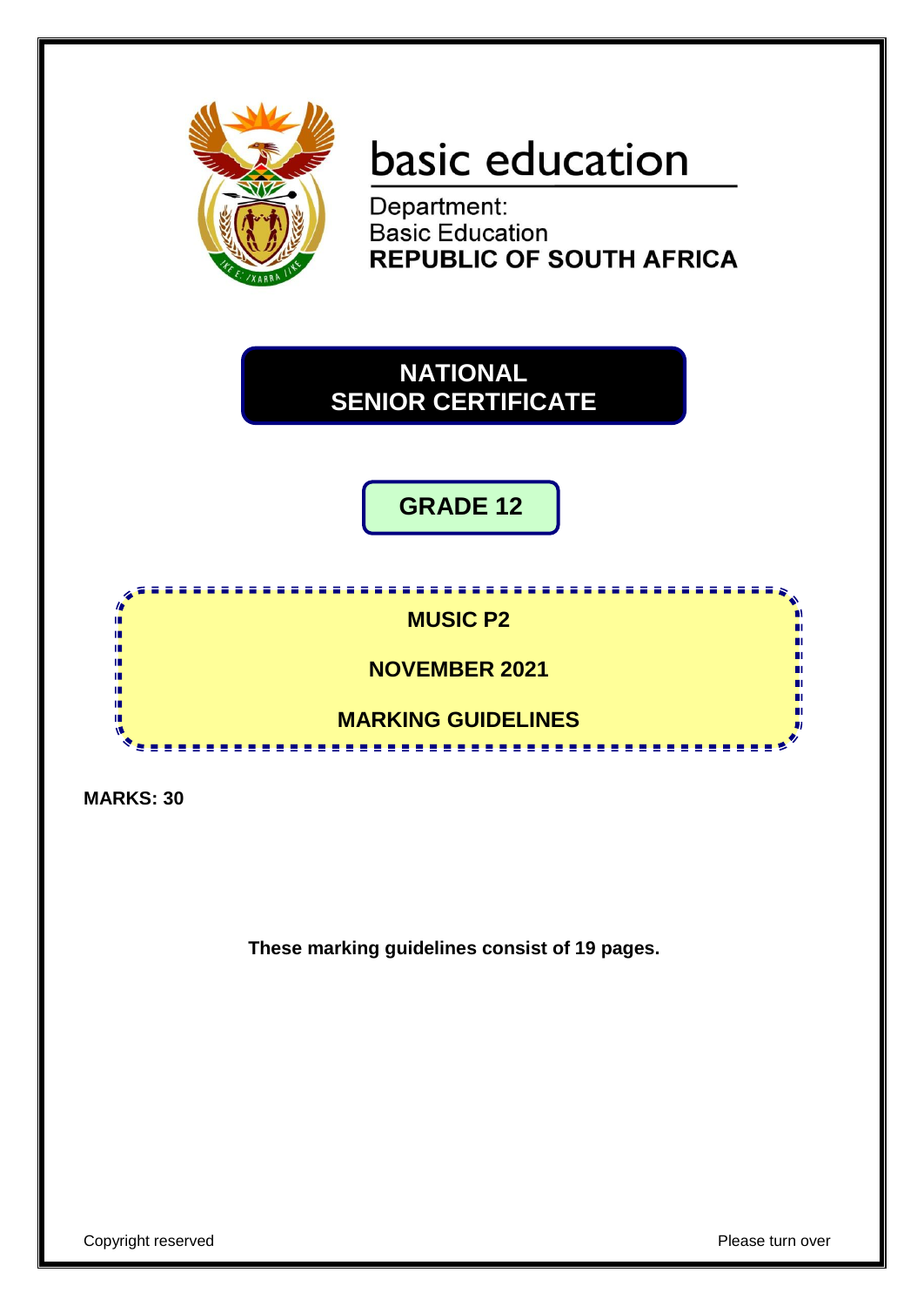basic education

Department:
Basic Education
**REPUBLIC OF SOUTH AFRICA**

# NATIONAL SENIOR CERTIFICATE

## GRADE 12

**MUSIC P2**

**NOVEMBER 2021**

**MARKING GUIDELINES**

**MARKS: 30**

**These marking guidelines consist of 19 pages.**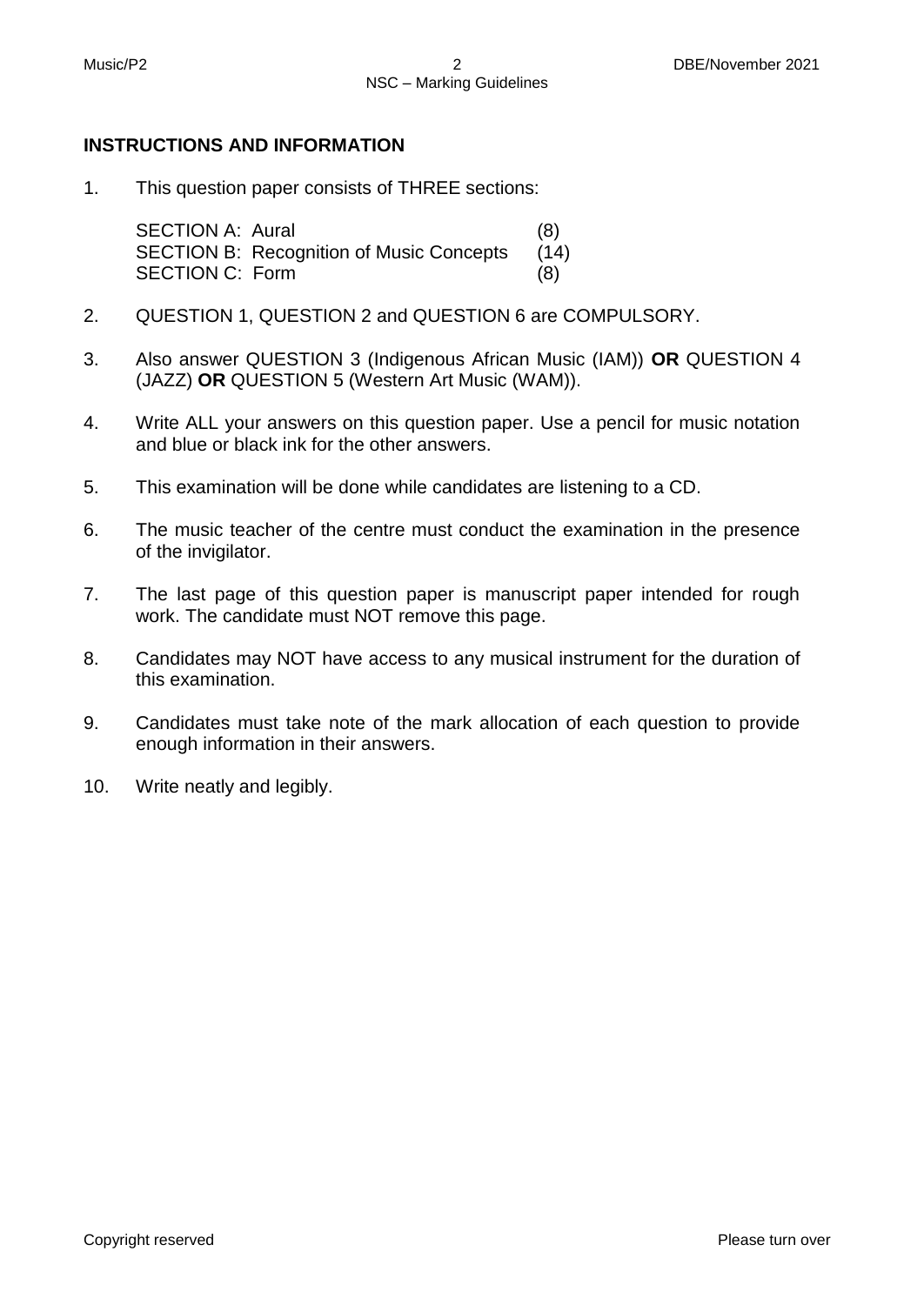## INSTRUCTIONS AND INFORMATION

1. This question paper consists of THREE sections:

   | | |
   |---|---|
   | SECTION A: Aural | (8) |
   | SECTION B: Recognition of Music Concepts | (14) |
   | SECTION C: Form | (8) |

2. QUESTION 1, QUESTION 2 and QUESTION 6 are COMPULSORY.

3. Also answer QUESTION 3 (Indigenous African Music (IAM)) **OR** QUESTION 4 (JAZZ) **OR** QUESTION 5 (Western Art Music (WAM)).

4. Write ALL your answers on this question paper. Use a pencil for music notation and blue or black ink for the other answers.

5. This examination will be done while candidates are listening to a CD.

6. The music teacher of the centre must conduct the examination in the presence of the invigilator.

7. The last page of this question paper is manuscript paper intended for rough work. The candidate must NOT remove this page.

8. Candidates may NOT have access to any musical instrument for the duration of this examination.

9. Candidates must take note of the mark allocation of each question to provide enough information in their answers.

10. Write neatly and legibly.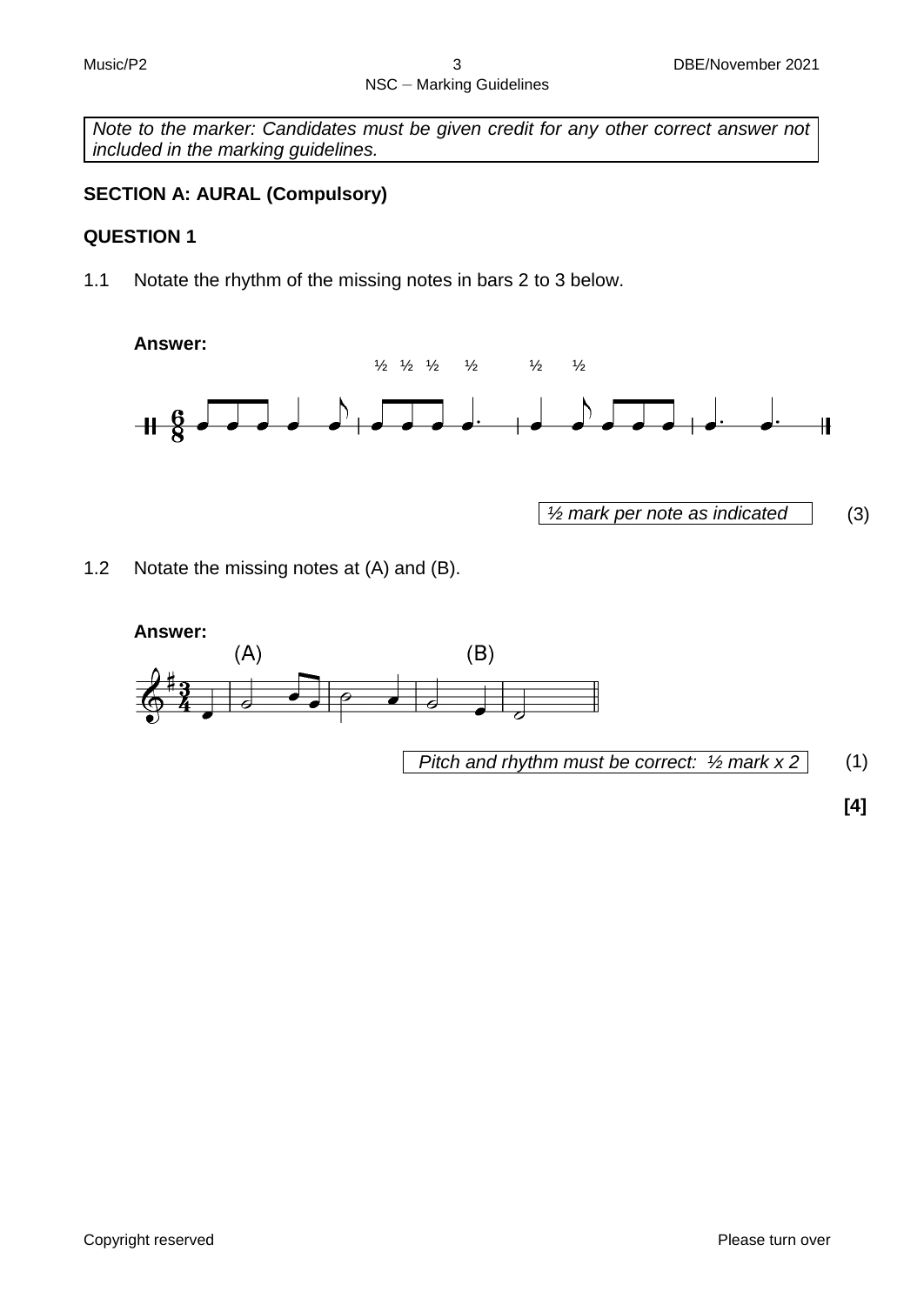*Note to the marker: Candidates must be given credit for any other correct answer not included in the marking guidelines.*

## SECTION A: AURAL (Compulsory)

### QUESTION 1

1.1 Notate the rhythm of the missing notes in bars 2 to 3 below.

**Answer:**

½ ½ ½ ½ ½ ½

*½ mark per note as indicated* (3)

1.2 Notate the missing notes at (A) and (B).

**Answer:**

(A) (B)

*Pitch and rhythm must be correct: ½ mark x 2* (1)

**[4]**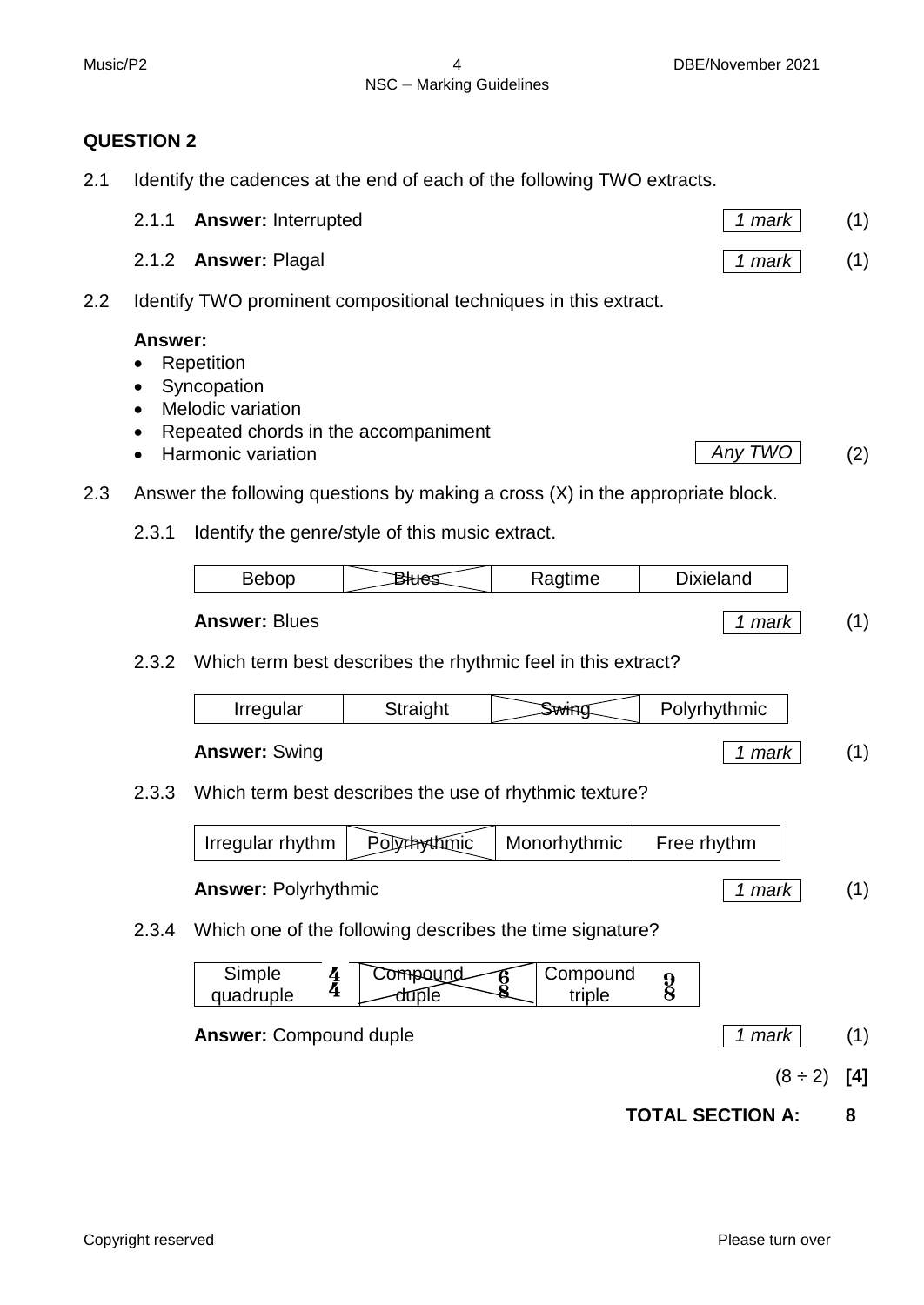## QUESTION 2

2.1 Identify the cadences at the end of each of the following TWO extracts.

2.1.1 **Answer:** Interrupted *1 mark* (1)

2.1.2 **Answer:** Plagal *1 mark* (1)

2.2 Identify TWO prominent compositional techniques in this extract.

**Answer:**

- Repetition
- Syncopation
- Melodic variation
- Repeated chords in the accompaniment
- Harmonic variation *Any TWO* (2)

2.3 Answer the following questions by making a cross (X) in the appropriate block.

2.3.1 Identify the genre/style of this music extract.

| Bebop | Blues (X) | Ragtime | Dixieland |
|---|---|---|---|

**Answer:** Blues *1 mark* (1)

2.3.2 Which term best describes the rhythmic feel in this extract?

| Irregular | Straight | Swing (X) | Polyrhythmic |
|---|---|---|---|

**Answer:** Swing *1 mark* (1)

2.3.3 Which term best describes the use of rhythmic texture?

| Irregular rhythm | Polyrhythmic (X) | Monorhythmic | Free rhythm |
|---|---|---|---|

**Answer:** Polyrhythmic *1 mark* (1)

2.3.4 Which one of the following describes the time signature?

| Simple quadruple $\frac{4}{4}$ | Compound duple $\frac{6}{8}$ (X) | Compound triple $\frac{9}{8}$ |
|---|---|---|

**Answer:** Compound duple *1 mark* (1)

(8 ÷ 2) **[4]**

**TOTAL SECTION A: 8**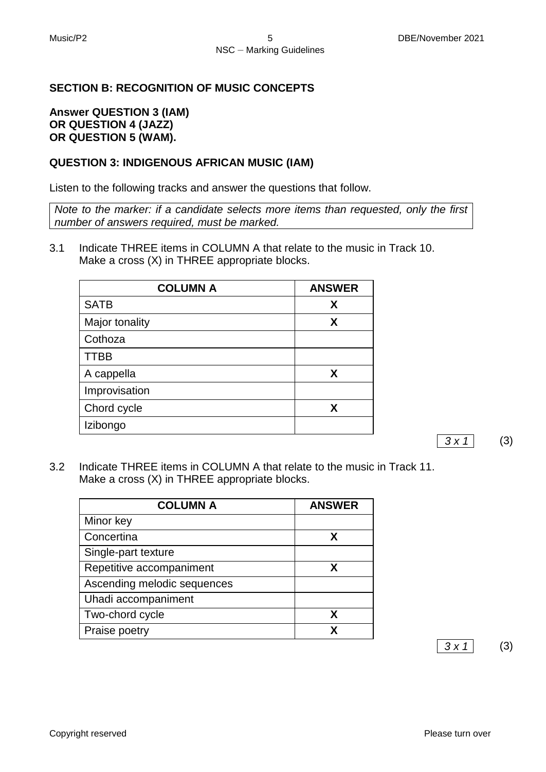## SECTION B: RECOGNITION OF MUSIC CONCEPTS

**Answer QUESTION 3 (IAM)**
**OR QUESTION 4 (JAZZ)**
**OR QUESTION 5 (WAM).**

### QUESTION 3: INDIGENOUS AFRICAN MUSIC (IAM)

Listen to the following tracks and answer the questions that follow.

*Note to the marker: if a candidate selects more items than requested, only the first number of answers required, must be marked.*

3.1 Indicate THREE items in COLUMN A that relate to the music in Track 10. Make a cross (X) in THREE appropriate blocks.

| COLUMN A | ANSWER |
|---|---|
| SATB | X |
| Major tonality | X |
| Cothoza | |
| TTBB | |
| A cappella | X |
| Improvisation | |
| Chord cycle | X |
| Izibongo | |

*3 x 1* (3)

3.2 Indicate THREE items in COLUMN A that relate to the music in Track 11. Make a cross (X) in THREE appropriate blocks.

| COLUMN A | ANSWER |
|---|---|
| Minor key | |
| Concertina | X |
| Single-part texture | |
| Repetitive accompaniment | X |
| Ascending melodic sequences | |
| Uhadi accompaniment | |
| Two-chord cycle | X |
| Praise poetry | X |

*3 x 1* (3)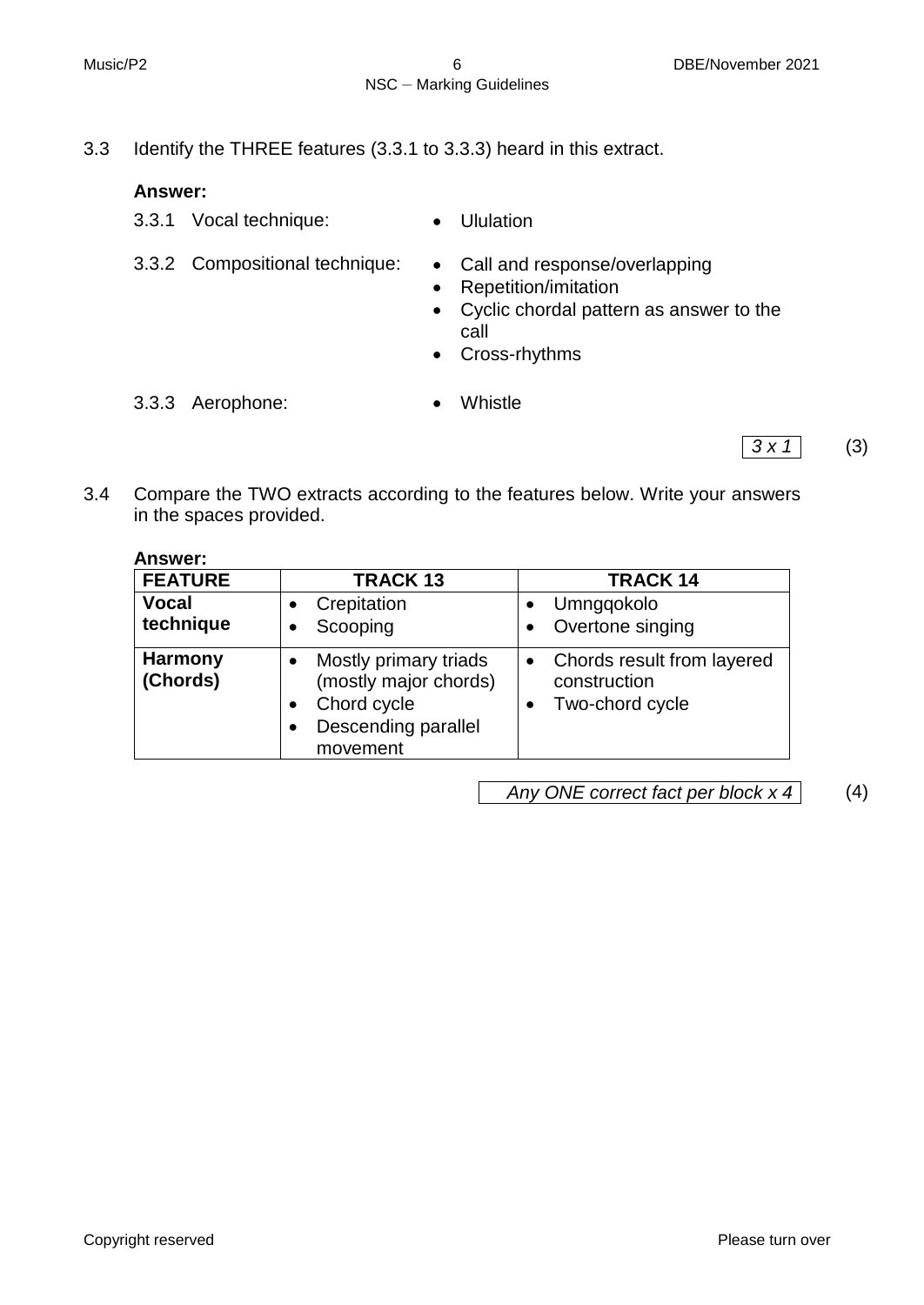3.3 Identify the THREE features (3.3.1 to 3.3.3) heard in this extract.

**Answer:**

3.3.1 Vocal technique:
- Ululation

3.3.2 Compositional technique:
- Call and response/overlapping
- Repetition/imitation
- Cyclic chordal pattern as answer to the call
- Cross-rhythms

3.3.3 Aerophone:
- Whistle

*3 x 1* (3)

3.4 Compare the TWO extracts according to the features below. Write your answers in the spaces provided.

**Answer:**

| FEATURE | TRACK 13 | TRACK 14 |
|---|---|---|
| **Vocal technique** | • Crepitation<br>• Scooping | • Umngqokolo<br>• Overtone singing |
| **Harmony (Chords)** | • Mostly primary triads (mostly major chords)<br>• Chord cycle<br>• Descending parallel movement | • Chords result from layered construction<br>• Two-chord cycle |

*Any ONE correct fact per block x 4* (4)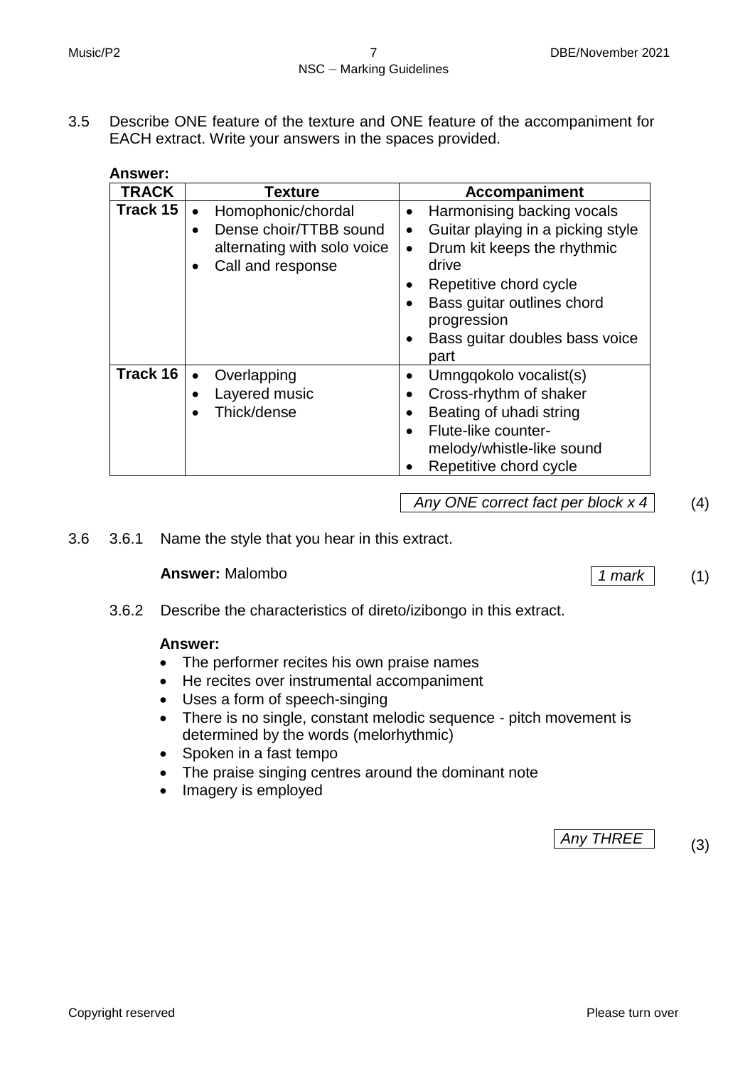3.5 Describe ONE feature of the texture and ONE feature of the accompaniment for EACH extract. Write your answers in the spaces provided.

**Answer:**

| TRACK | Texture | Accompaniment |
|---|---|---|
| **Track 15** | • Homophonic/chordal<br>• Dense choir/TTBB sound alternating with solo voice<br>• Call and response | • Harmonising backing vocals<br>• Guitar playing in a picking style<br>• Drum kit keeps the rhythmic drive<br>• Repetitive chord cycle<br>• Bass guitar outlines chord progression<br>• Bass guitar doubles bass voice part |
| **Track 16** | • Overlapping<br>• Layered music<br>• Thick/dense | • Umngqokolo vocalist(s)<br>• Cross-rhythm of shaker<br>• Beating of uhadi string<br>• Flute-like counter-melody/whistle-like sound<br>• Repetitive chord cycle |

*Any ONE correct fact per block x 4* (4)

3.6 3.6.1 Name the style that you hear in this extract.

**Answer:** Malombo *1 mark* (1)

3.6.2 Describe the characteristics of direto/izibongo in this extract.

**Answer:**

- The performer recites his own praise names
- He recites over instrumental accompaniment
- Uses a form of speech-singing
- There is no single, constant melodic sequence - pitch movement is determined by the words (melorhythmic)
- Spoken in a fast tempo
- The praise singing centres around the dominant note
- Imagery is employed

*Any THREE* (3)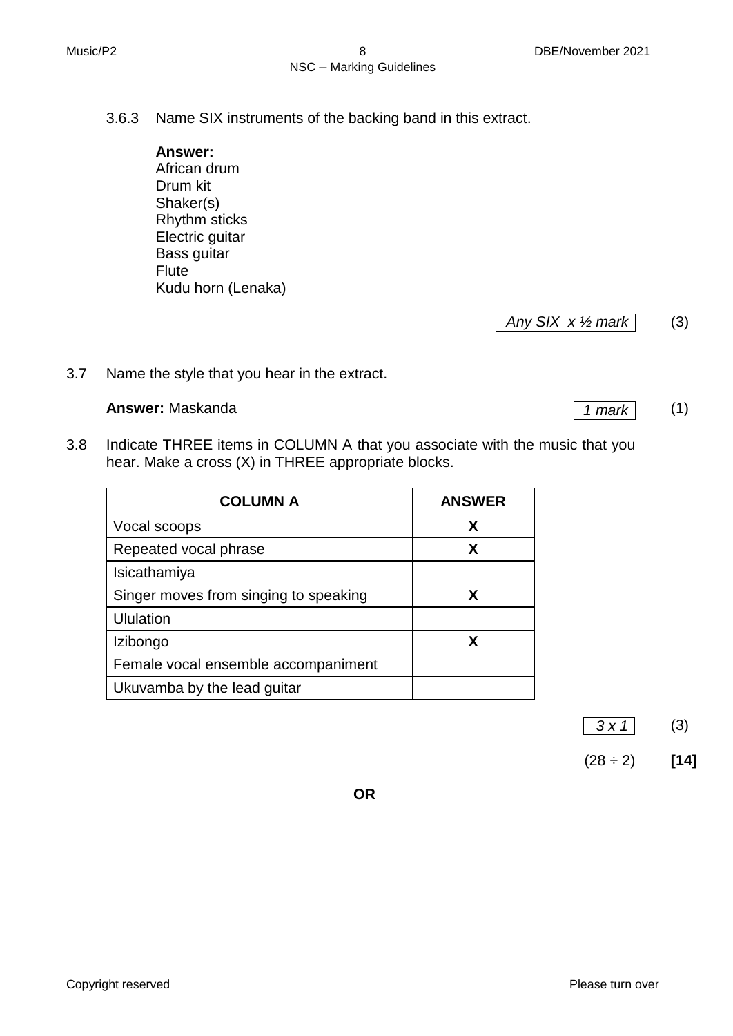3.6.3 Name SIX instruments of the backing band in this extract.

**Answer:**
African drum
Drum kit
Shaker(s)
Rhythm sticks
Electric guitar
Bass guitar
Flute
Kudu horn (Lenaka)

*Any SIX x ½ mark* (3)

3.7 Name the style that you hear in the extract.

**Answer:** Maskanda *1 mark* (1)

3.8 Indicate THREE items in COLUMN A that you associate with the music that you hear. Make a cross (X) in THREE appropriate blocks.

| COLUMN A | ANSWER |
|---|---|
| Vocal scoops | X |
| Repeated vocal phrase | X |
| Isicathamiya | |
| Singer moves from singing to speaking | X |
| Ululation | |
| Izibongo | X |
| Female vocal ensemble accompaniment | |
| Ukuvamba by the lead guitar | |

*3 x 1* (3)

(28 ÷ 2) **[14]**

**OR**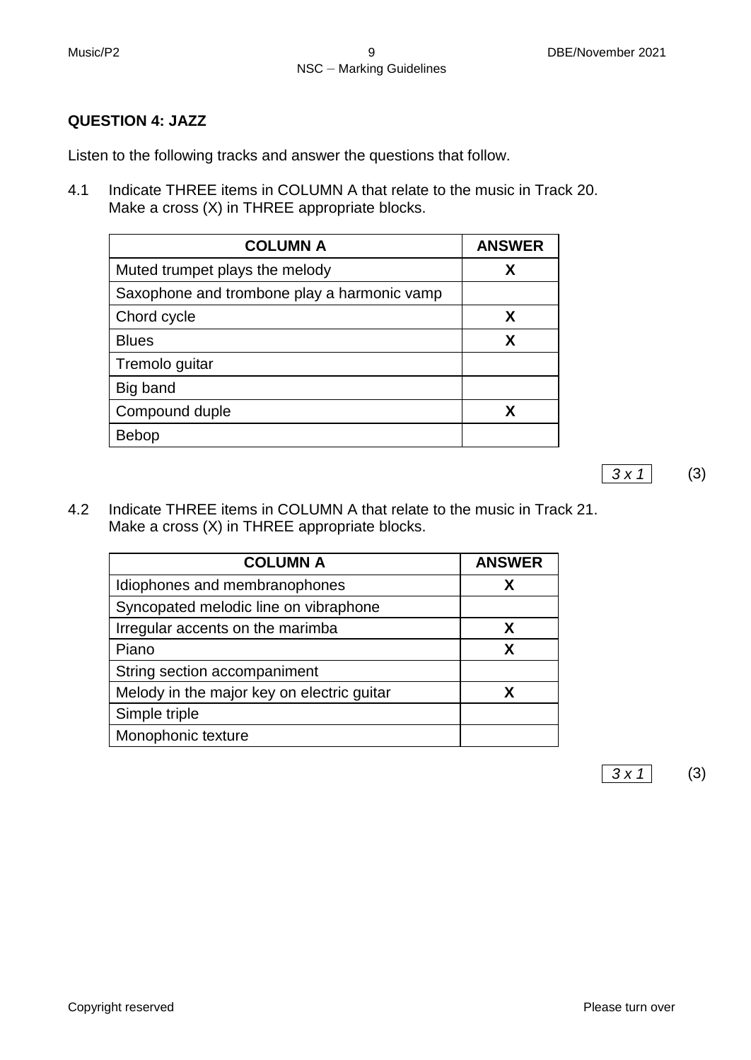**QUESTION 4: JAZZ**

Listen to the following tracks and answer the questions that follow.

4.1 Indicate THREE items in COLUMN A that relate to the music in Track 20. Make a cross (X) in THREE appropriate blocks.

| COLUMN A | ANSWER |
|---|---|
| Muted trumpet plays the melody | **X** |
| Saxophone and trombone play a harmonic vamp | |
| Chord cycle | **X** |
| Blues | **X** |
| Tremolo guitar | |
| Big band | |
| Compound duple | **X** |
| Bebop | |

*3 x 1* (3)

4.2 Indicate THREE items in COLUMN A that relate to the music in Track 21. Make a cross (X) in THREE appropriate blocks.

| COLUMN A | ANSWER |
|---|---|
| Idiophones and membranophones | **X** |
| Syncopated melodic line on vibraphone | |
| Irregular accents on the marimba | **X** |
| Piano | **X** |
| String section accompaniment | |
| Melody in the major key on electric guitar | **X** |
| Simple triple | |
| Monophonic texture | |

*3 x 1* (3)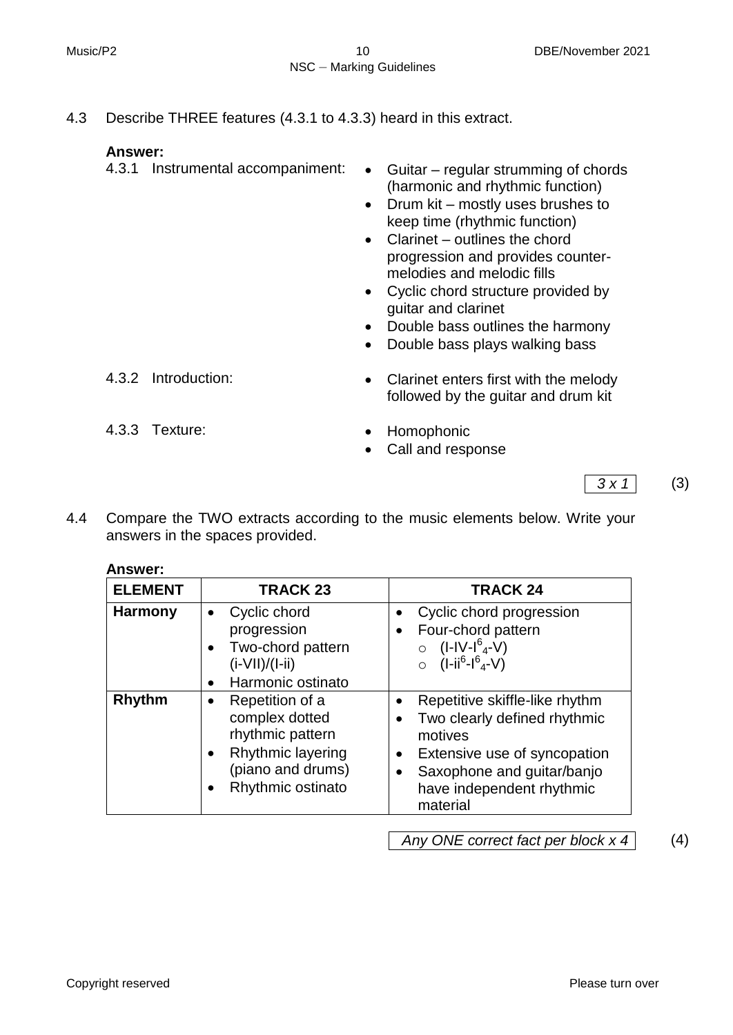4.3 Describe THREE features (4.3.1 to 4.3.3) heard in this extract.

**Answer:**

4.3.1 Instrumental accompaniment:

- Guitar – regular strumming of chords (harmonic and rhythmic function)
- Drum kit – mostly uses brushes to keep time (rhythmic function)
- Clarinet – outlines the chord progression and provides counter-melodies and melodic fills
- Cyclic chord structure provided by guitar and clarinet
- Double bass outlines the harmony
- Double bass plays walking bass

4.3.2 Introduction:

- Clarinet enters first with the melody followed by the guitar and drum kit

4.3.3 Texture:

- Homophonic
- Call and response

*3 x 1* (3)

4.4 Compare the TWO extracts according to the music elements below. Write your answers in the spaces provided.

**Answer:**

| ELEMENT | TRACK 23 | TRACK 24 |
|---|---|---|
| **Harmony** | • Cyclic chord progression<br>• Two-chord pattern (i-VII)/(I-ii)<br>• Harmonic ostinato | • Cyclic chord progression<br>• Four-chord pattern<br>○ (I-IV-$I^6_4$-V)<br>○ (I-$ii^6$-$I^6_4$-V) |
| **Rhythm** | • Repetition of a complex dotted rhythmic pattern<br>• Rhythmic layering (piano and drums)<br>• Rhythmic ostinato | • Repetitive skiffle-like rhythm<br>• Two clearly defined rhythmic motives<br>• Extensive use of syncopation<br>• Saxophone and guitar/banjo have independent rhythmic material |

*Any ONE correct fact per block x 4* (4)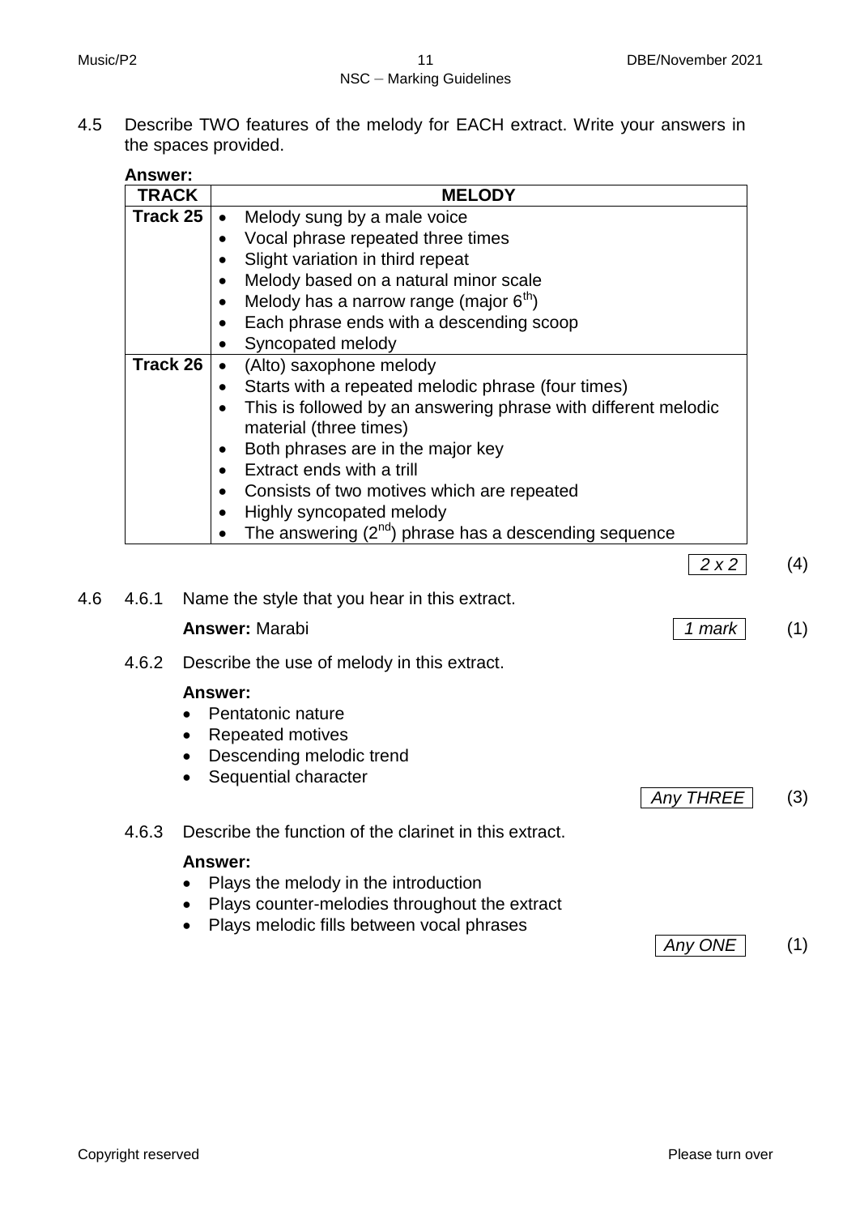4.5 Describe TWO features of the melody for EACH extract. Write your answers in the spaces provided.

**Answer:**

| TRACK | MELODY |
|---|---|
| **Track 25** | • Melody sung by a male voice<br>• Vocal phrase repeated three times<br>• Slight variation in third repeat<br>• Melody based on a natural minor scale<br>• Melody has a narrow range (major $6^{th}$)<br>• Each phrase ends with a descending scoop<br>• Syncopated melody |
| **Track 26** | • (Alto) saxophone melody<br>• Starts with a repeated melodic phrase (four times)<br>• This is followed by an answering phrase with different melodic material (three times)<br>• Both phrases are in the major key<br>• Extract ends with a trill<br>• Consists of two motives which are repeated<br>• Highly syncopated melody<br>• The answering ($2^{nd}$) phrase has a descending sequence |

*2 x 2* (4)

4.6 4.6.1 Name the style that you hear in this extract.

**Answer:** Marabi *1 mark* (1)

4.6.2 Describe the use of melody in this extract.

**Answer:**

- Pentatonic nature
- Repeated motives
- Descending melodic trend
- Sequential character

*Any THREE* (3)

4.6.3 Describe the function of the clarinet in this extract.

**Answer:**

- Plays the melody in the introduction
- Plays counter-melodies throughout the extract
- Plays melodic fills between vocal phrases

*Any ONE* (1)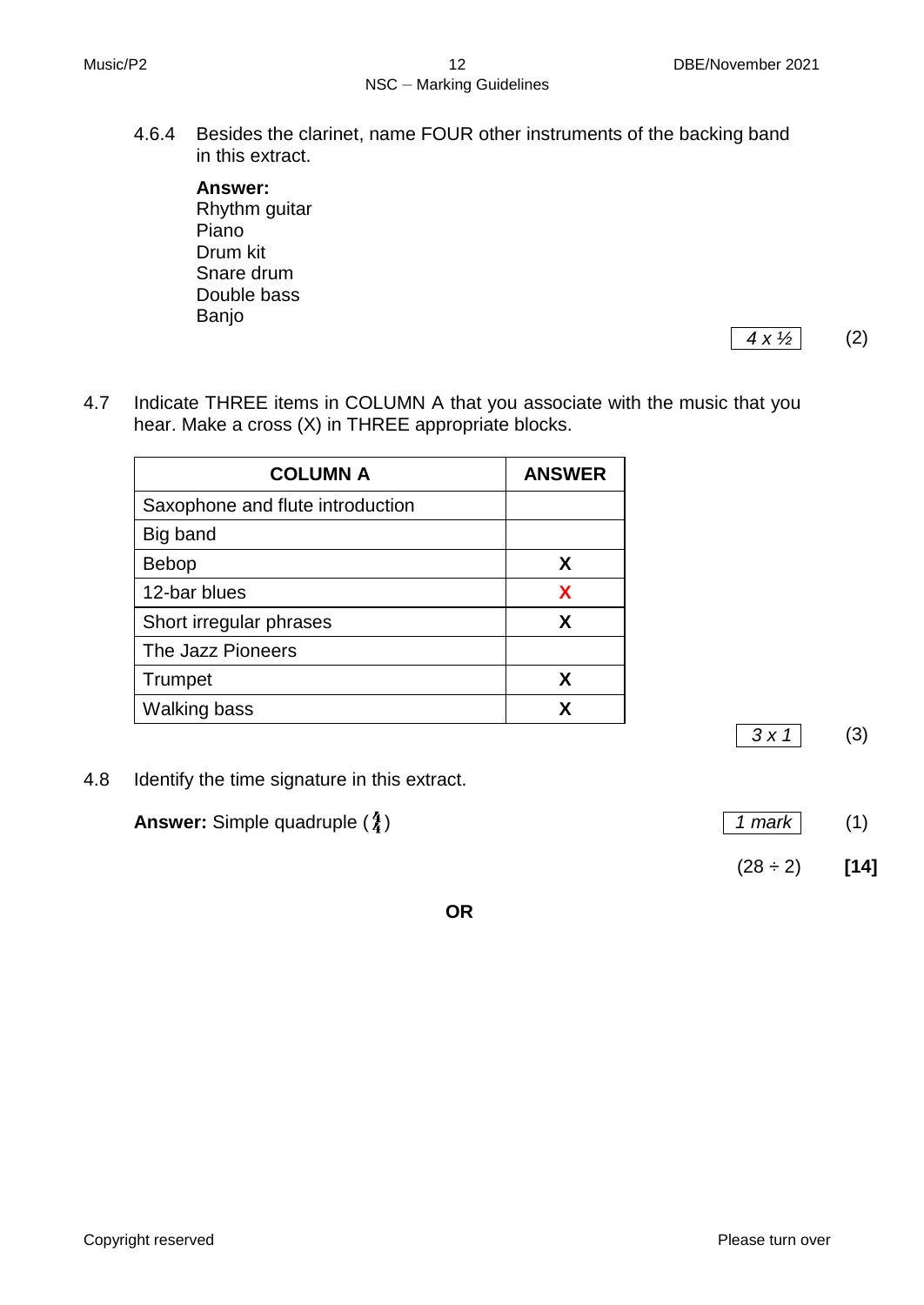4.6.4 Besides the clarinet, name FOUR other instruments of the backing band in this extract.

**Answer:**
Rhythm guitar
Piano
Drum kit
Snare drum
Double bass
Banjo

*4 x ½* (2)

4.7 Indicate THREE items in COLUMN A that you associate with the music that you hear. Make a cross (X) in THREE appropriate blocks.

| COLUMN A | ANSWER |
|---|---|
| Saxophone and flute introduction | |
| Big band | |
| Bebop | X |
| 12-bar blues | X |
| Short irregular phrases | X |
| The Jazz Pioneers | |
| Trumpet | X |
| Walking bass | X |

*3 x 1* (3)

4.8 Identify the time signature in this extract.

**Answer:** Simple quadruple ($\frac{4}{4}$) *1 mark* (1)

(28 ÷ 2) **[14]**

**OR**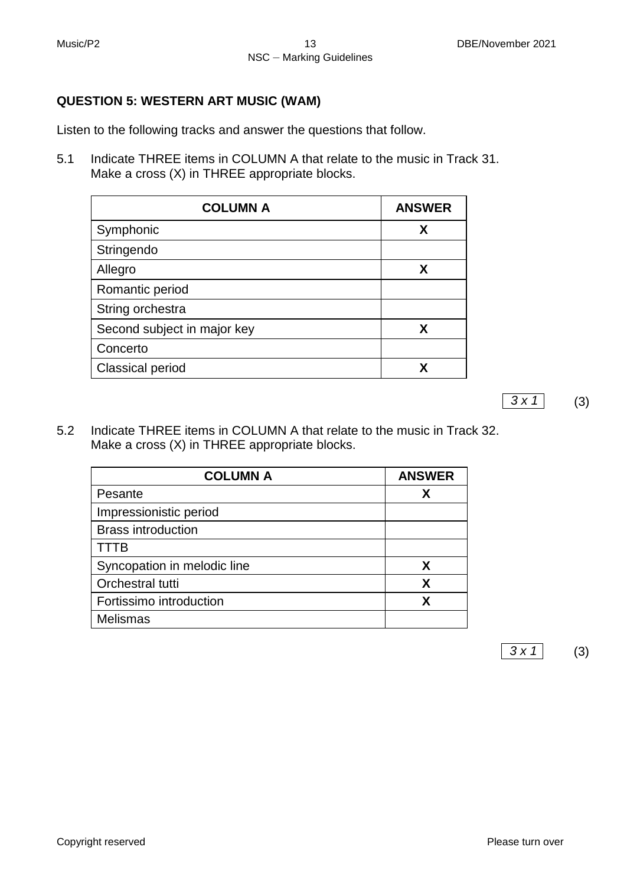## QUESTION 5: WESTERN ART MUSIC (WAM)

Listen to the following tracks and answer the questions that follow.

5.1 Indicate THREE items in COLUMN A that relate to the music in Track 31. Make a cross (X) in THREE appropriate blocks.

| COLUMN A | ANSWER |
|---|---|
| Symphonic | X |
| Stringendo | |
| Allegro | X |
| Romantic period | |
| String orchestra | |
| Second subject in major key | X |
| Concerto | |
| Classical period | X |

*3 x 1* (3)

5.2 Indicate THREE items in COLUMN A that relate to the music in Track 32. Make a cross (X) in THREE appropriate blocks.

| COLUMN A | ANSWER |
|---|---|
| Pesante | X |
| Impressionistic period | |
| Brass introduction | |
| TTTB | |
| Syncopation in melodic line | X |
| Orchestral tutti | X |
| Fortissimo introduction | X |
| Melismas | |

*3 x 1* (3)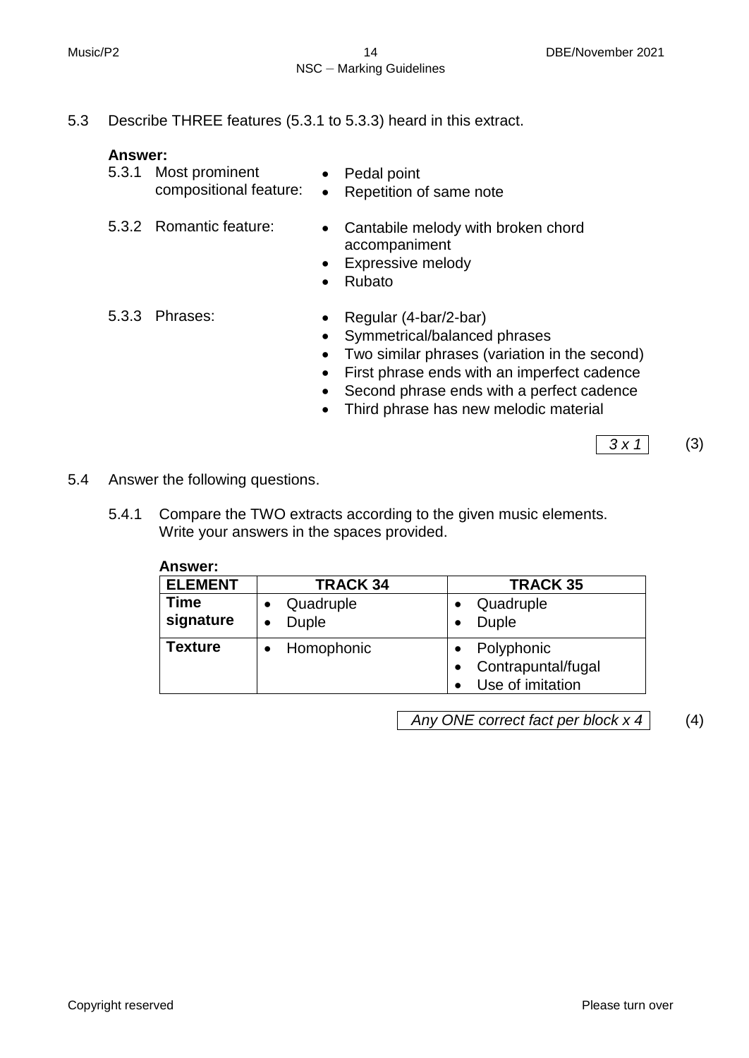5.3 Describe THREE features (5.3.1 to 5.3.3) heard in this extract.

**Answer:**

5.3.1 Most prominent compositional feature:
- Pedal point
- Repetition of same note

5.3.2 Romantic feature:
- Cantabile melody with broken chord accompaniment
- Expressive melody
- Rubato

5.3.3 Phrases:
- Regular (4-bar/2-bar)
- Symmetrical/balanced phrases
- Two similar phrases (variation in the second)
- First phrase ends with an imperfect cadence
- Second phrase ends with a perfect cadence
- Third phrase has new melodic material

*3 x 1* (3)

5.4 Answer the following questions.

5.4.1 Compare the TWO extracts according to the given music elements. Write your answers in the spaces provided.

**Answer:**

| ELEMENT | TRACK 34 | TRACK 35 |
|---|---|---|
| **Time signature** | • Quadruple<br>• Duple | • Quadruple<br>• Duple |
| **Texture** | • Homophonic | • Polyphonic<br>• Contrapuntal/fugal<br>• Use of imitation |

*Any ONE correct fact per block x 4* (4)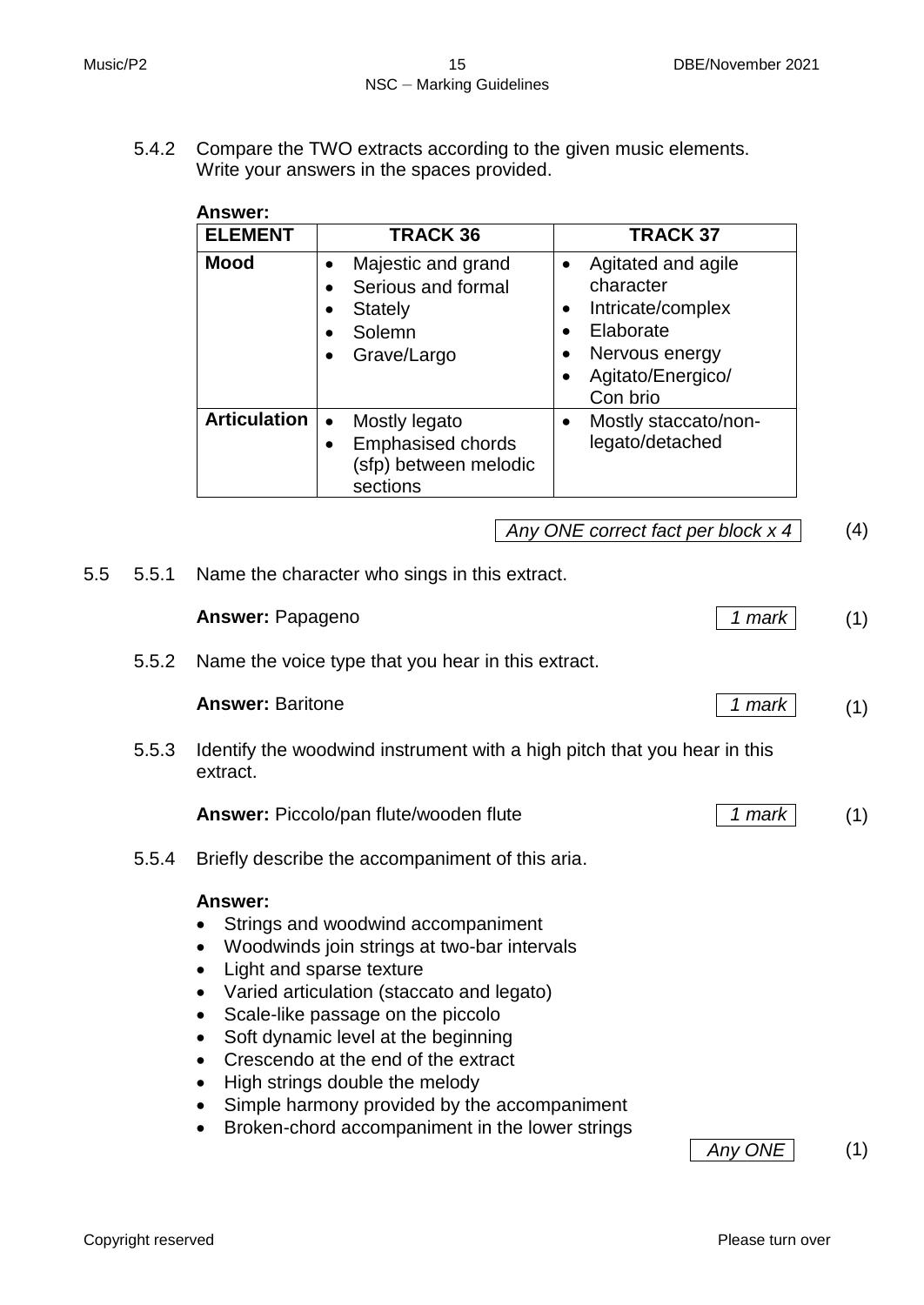5.4.2 Compare the TWO extracts according to the given music elements. Write your answers in the spaces provided.

**Answer:**

| ELEMENT | TRACK 36 | TRACK 37 |
|---|---|---|
| **Mood** | • Majestic and grand<br>• Serious and formal<br>• Stately<br>• Solemn<br>• Grave/Largo | • Agitated and agile character<br>• Intricate/complex<br>• Elaborate<br>• Nervous energy<br>• Agitato/Energico/ Con brio |
| **Articulation** | • Mostly legato<br>• Emphasised chords (sfp) between melodic sections | • Mostly staccato/non-legato/detached |

*Any ONE correct fact per block x 4* (4)

5.5 5.5.1 Name the character who sings in this extract.

**Answer:** Papageno *1 mark* (1)

5.5.2 Name the voice type that you hear in this extract.

**Answer:** Baritone *1 mark* (1)

5.5.3 Identify the woodwind instrument with a high pitch that you hear in this extract.

**Answer:** Piccolo/pan flute/wooden flute *1 mark* (1)

5.5.4 Briefly describe the accompaniment of this aria.

**Answer:**

- Strings and woodwind accompaniment
- Woodwinds join strings at two-bar intervals
- Light and sparse texture
- Varied articulation (staccato and legato)
- Scale-like passage on the piccolo
- Soft dynamic level at the beginning
- Crescendo at the end of the extract
- High strings double the melody
- Simple harmony provided by the accompaniment
- Broken-chord accompaniment in the lower strings

*Any ONE* (1)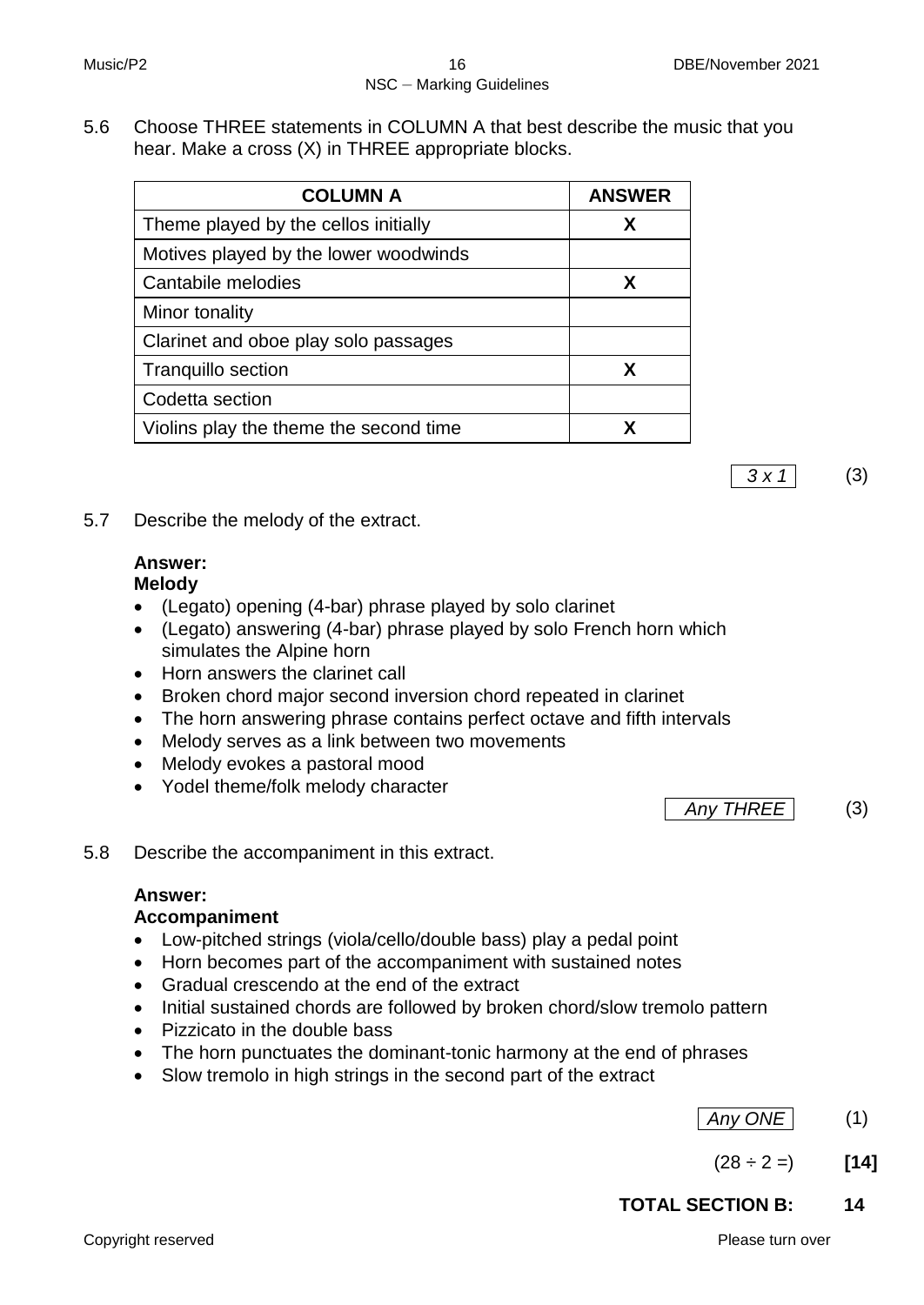5.6 Choose THREE statements in COLUMN A that best describe the music that you hear. Make a cross (X) in THREE appropriate blocks.

| COLUMN A | ANSWER |
|---|---|
| Theme played by the cellos initially | X |
| Motives played by the lower woodwinds | |
| Cantabile melodies | X |
| Minor tonality | |
| Clarinet and oboe play solo passages | |
| Tranquillo section | X |
| Codetta section | |
| Violins play the theme the second time | X |

*3 x 1* (3)

5.7 Describe the melody of the extract.

**Answer:**
**Melody**

- (Legato) opening (4-bar) phrase played by solo clarinet
- (Legato) answering (4-bar) phrase played by solo French horn which simulates the Alpine horn
- Horn answers the clarinet call
- Broken chord major second inversion chord repeated in clarinet
- The horn answering phrase contains perfect octave and fifth intervals
- Melody serves as a link between two movements
- Melody evokes a pastoral mood
- Yodel theme/folk melody character

*Any THREE* (3)

5.8 Describe the accompaniment in this extract.

**Answer:**
**Accompaniment**

- Low-pitched strings (viola/cello/double bass) play a pedal point
- Horn becomes part of the accompaniment with sustained notes
- Gradual crescendo at the end of the extract
- Initial sustained chords are followed by broken chord/slow tremolo pattern
- Pizzicato in the double bass
- The horn punctuates the dominant-tonic harmony at the end of phrases
- Slow tremolo in high strings in the second part of the extract

*Any ONE* (1)

(28 ÷ 2 =) **[14]**

**TOTAL SECTION B: 14**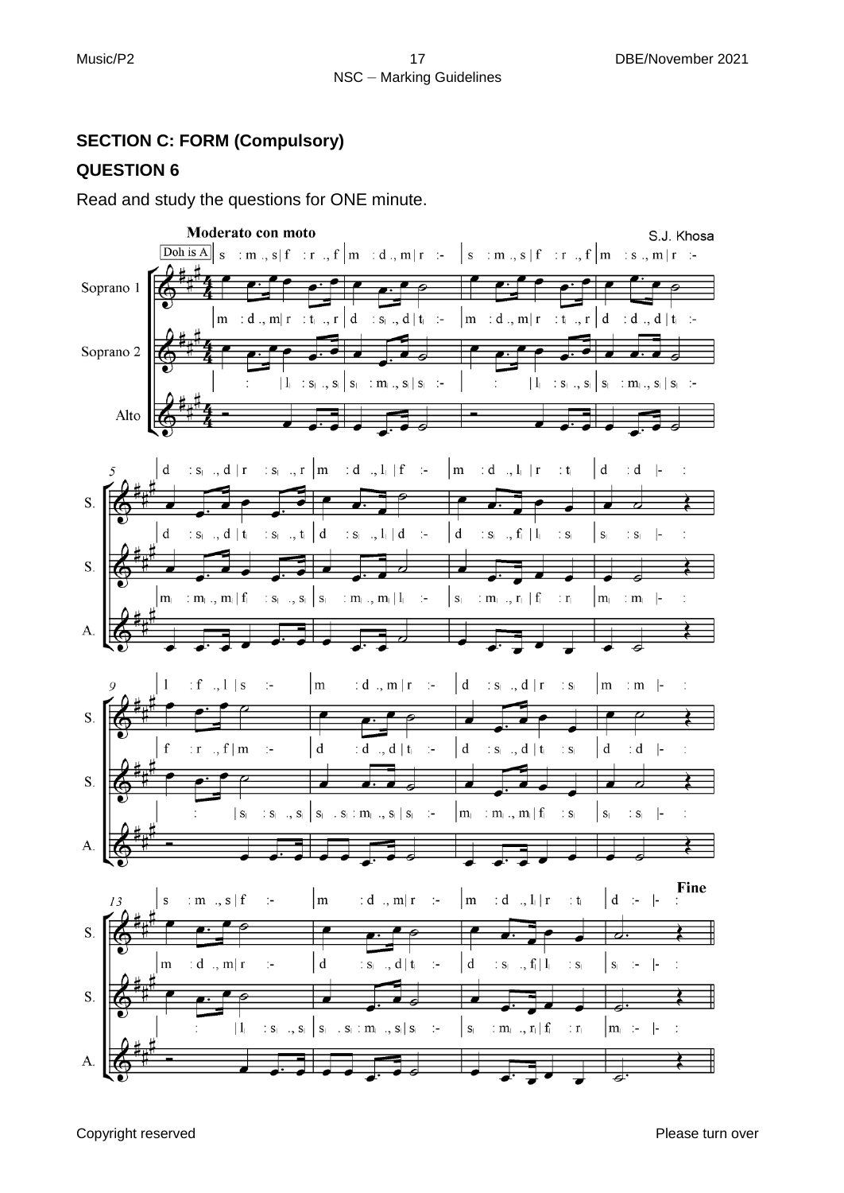## SECTION C: FORM (Compulsory)

## QUESTION 6

Read and study the questions for ONE minute.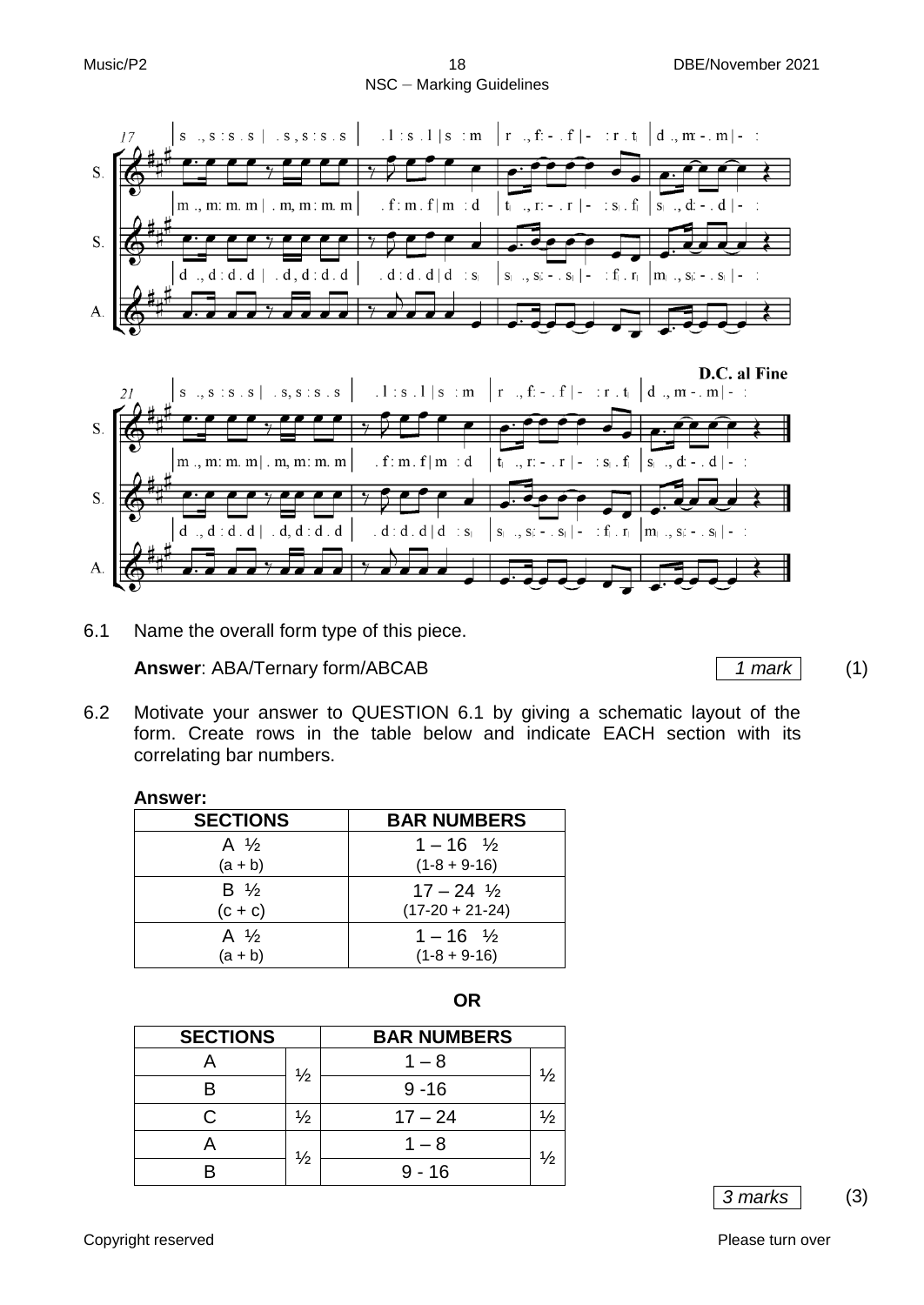6.1 Name the overall form type of this piece.

**Answer**: ABA/Ternary form/ABCAB *1 mark* (1)

6.2 Motivate your answer to QUESTION 6.1 by giving a schematic layout of the form. Create rows in the table below and indicate EACH section with its correlating bar numbers.

**Answer:**

| SECTIONS | BAR NUMBERS |
|---|---|
| A ½ (a + b) | 1 – 16 ½ (1-8 + 9-16) |
| B ½ (c + c) | 17 – 24 ½ (17-20 + 21-24) |
| A ½ (a + b) | 1 – 16 ½ (1-8 + 9-16) |

**OR**

| SECTIONS | | BAR NUMBERS | |
|---|---|---|---|
| A | ½ | 1 – 8 | ½ |
| B | | 9 -16 | |
| C | ½ | 17 – 24 | ½ |
| A | ½ | 1 – 8 | ½ |
| B | | 9 - 16 | |

*3 marks* (3)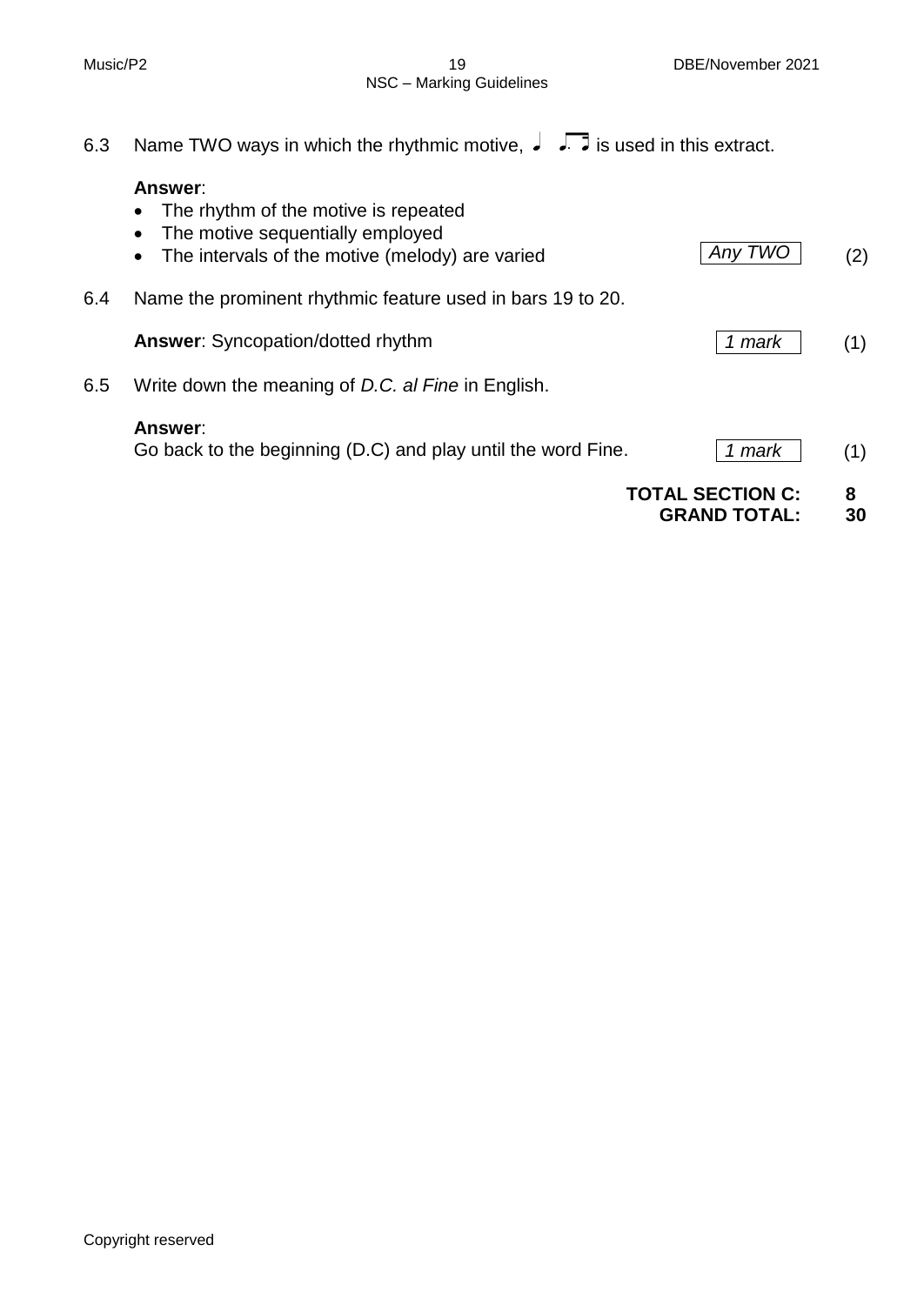6.3 Name TWO ways in which the rhythmic motive, ♩ ♩. ♪ is used in this extract.

**Answer**:

- The rhythm of the motive is repeated
- The motive sequentially employed
- The intervals of the motive (melody) are varied *Any TWO* (2)

6.4 Name the prominent rhythmic feature used in bars 19 to 20.

**Answer**: Syncopation/dotted rhythm *1 mark* (1)

6.5 Write down the meaning of *D.C. al Fine* in English.

**Answer**:
Go back to the beginning (D.C) and play until the word Fine. *1 mark* (1)

**TOTAL SECTION C: 8**
**GRAND TOTAL: 30**

Copyright reserved